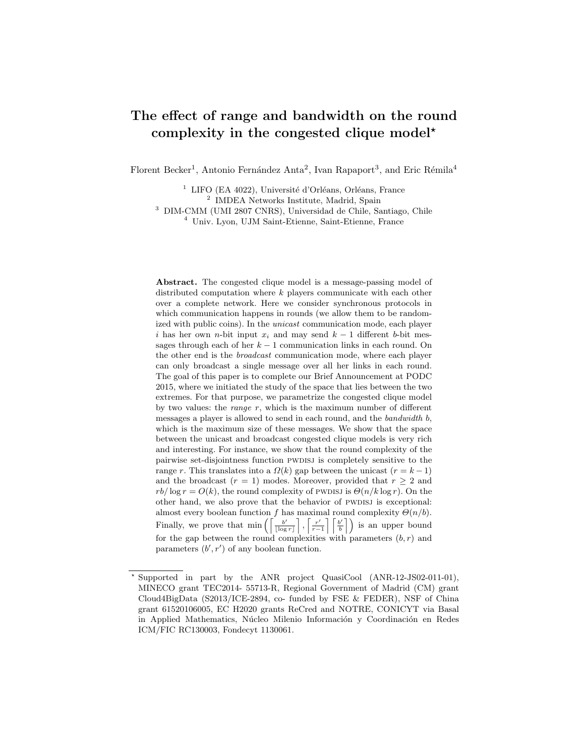# The effect of range and bandwidth on the round complexity in the congested clique model*

Florent Becker[1], Antonio Fernández Anta[2], Ivan Rapaport[3], and Eric Rémila[4]

[1] LIFO (EA 4022), Université d'Orléans, Orléans, France
[2] IMDEA Networks Institute, Madrid, Spain
[3] DIM-CMM (UMI 2807 CNRS), Universidad de Chile, Santiago, Chile
[4] Univ. Lyon, UJM Saint-Etienne, Saint-Etienne, France

**Abstract.** The congested clique model is a message-passing model of distributed computation where $k$ players communicate with each other over a complete network. Here we consider synchronous protocols in which communication happens in rounds (we allow them to be randomized with public coins). In the *unicast* communication mode, each player $i$ has her own $n$-bit input $x_i$ and may send $k-1$ different $b$-bit messages through each of her $k-1$ communication links in each round. On the other end is the *broadcast* communication mode, where each player can only broadcast a single message over all her links in each round. The goal of this paper is to complete our Brief Announcement at PODC 2015, where we initiated the study of the space that lies between the two extremes. For that purpose, we parametrize the congested clique model by two values: the *range* $r$, which is the maximum number of different messages a player is allowed to send in each round, and the *bandwidth* $b$, which is the maximum size of these messages. We show that the space between the unicast and broadcast congested clique models is very rich and interesting. For instance, we show that the round complexity of the pairwise set-disjointness function PWDISJ is completely sensitive to the range $r$. This translates into a $\Omega(k)$ gap between the unicast ($r = k-1$) and the broadcast ($r = 1$) modes. Moreover, provided that $r \geq 2$ and $rb/\log r = O(k)$, the round complexity of PWDISJ is $\Theta(n/k \log r)$. On the other hand, we also prove that the behavior of PWDISJ is exceptional: almost every boolean function $f$ has maximal round complexity $\Theta(n/b)$. Finally, we prove that $\min\left(\left\lceil \frac{b'}{\lfloor \log r \rfloor} \right\rceil, \left\lceil \frac{r'}{r-1} \right\rceil \left\lceil \frac{b'}{b} \right\rceil\right)$ is an upper bound for the gap between the round complexities with parameters $(b, r)$ and parameters $(b', r')$ of any boolean function.

---

* Supported in part by the ANR project QuasiCool (ANR-12-JS02-011-01), MINECO grant TEC2014- 55713-R, Regional Government of Madrid (CM) grant Cloud4BigData (S2013/ICE-2894, co- funded by FSE & FEDER), NSF of China grant 61520106005, EC H2020 grants ReCred and NOTRE, CONICYT via Basal in Applied Mathematics, Núcleo Milenio Información y Coordinación en Redes ICM/FIC RC130003, Fondecyt 1130061.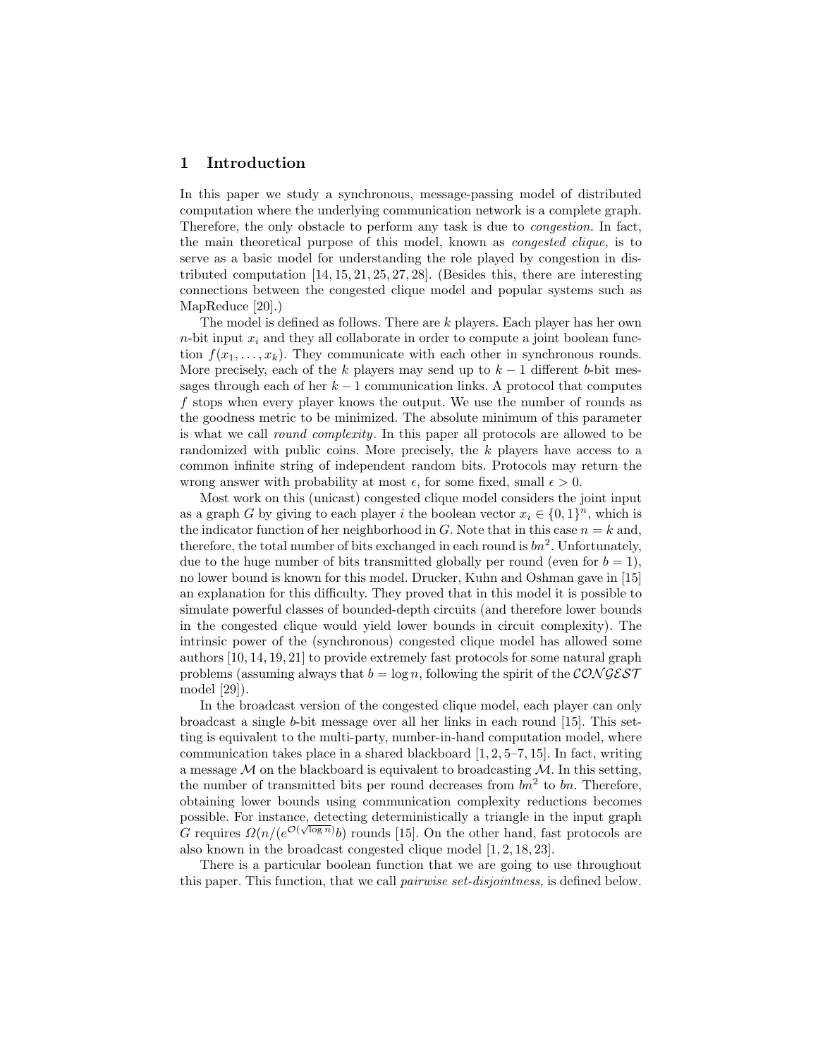## 1 Introduction

In this paper we study a synchronous, message-passing model of distributed computation where the underlying communication network is a complete graph. Therefore, the only obstacle to perform any task is due to *congestion.* In fact, the main theoretical purpose of this model, known as *congested clique,* is to serve as a basic model for understanding the role played by congestion in distributed computation [14, 15, 21, 25, 27, 28]. (Besides this, there are interesting connections between the congested clique model and popular systems such as MapReduce [20].)

The model is defined as follows. There are $k$ players. Each player has her own $n$-bit input $x_i$ and they all collaborate in order to compute a joint boolean function $f(x_1, \ldots, x_k)$. They communicate with each other in synchronous rounds. More precisely, each of the $k$ players may send up to $k-1$ different $b$-bit messages through each of her $k-1$ communication links. A protocol that computes $f$ stops when every player knows the output. We use the number of rounds as the goodness metric to be minimized. The absolute minimum of this parameter is what we call *round complexity*. In this paper all protocols are allowed to be randomized with public coins. More precisely, the $k$ players have access to a common infinite string of independent random bits. Protocols may return the wrong answer with probability at most $\epsilon$, for some fixed, small $\epsilon > 0$.

Most work on this (unicast) congested clique model considers the joint input as a graph $G$ by giving to each player $i$ the boolean vector $x_i \in \{0,1\}^n$, which is the indicator function of her neighborhood in $G$. Note that in this case $n = k$ and, therefore, the total number of bits exchanged in each round is $bn^2$. Unfortunately, due to the huge number of bits transmitted globally per round (even for $b = 1$), no lower bound is known for this model. Drucker, Kuhn and Oshman gave in [15] an explanation for this difficulty. They proved that in this model it is possible to simulate powerful classes of bounded-depth circuits (and therefore lower bounds in the congested clique would yield lower bounds in circuit complexity). The intrinsic power of the (synchronous) congested clique model has allowed some authors [10, 14, 19, 21] to provide extremely fast protocols for some natural graph problems (assuming always that $b = \log n$, following the spirit of the $\mathcal{CONGEST}$ model [29]).

In the broadcast version of the congested clique model, each player can only broadcast a single $b$-bit message over all her links in each round [15]. This setting is equivalent to the multi-party, number-in-hand computation model, where communication takes place in a shared blackboard [1, 2, 5–7, 15]. In fact, writing a message $\mathcal{M}$ on the blackboard is equivalent to broadcasting $\mathcal{M}$. In this setting, the number of transmitted bits per round decreases from $bn^2$ to $bn$. Therefore, obtaining lower bounds using communication complexity reductions becomes possible. For instance, detecting deterministically a triangle in the input graph $G$ requires $\Omega(n/(e^{\mathcal{O}(\sqrt{\log n})}b)$ rounds [15]. On the other hand, fast protocols are also known in the broadcast congested clique model [1, 2, 18, 23].

There is a particular boolean function that we are going to use throughout this paper. This function, that we call *pairwise set-disjointness,* is defined below.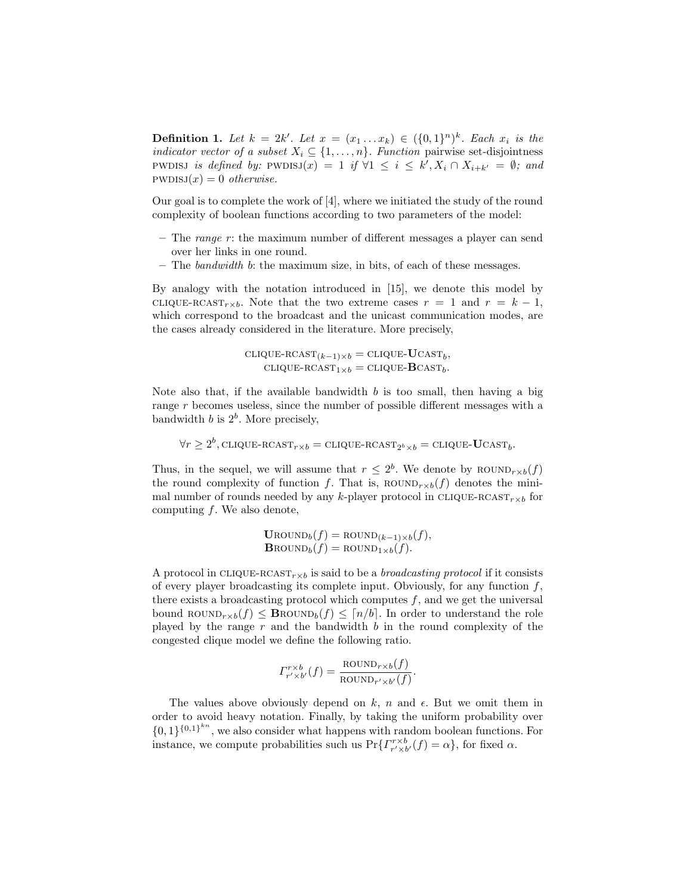**Definition 1.** *Let $k = 2k'$. Let $x = (x_1 \ldots x_k) \in (\{0,1\}^n)^k$. Each $x_i$ is the indicator vector of a subset $X_i \subseteq \{1, \ldots, n\}$. Function* pairwise set-disjointness PWDISJ *is defined by:* $\text{PWDISJ}(x) = 1$ *if* $\forall 1 \leq i \leq k', X_i \cap X_{i+k'} = \emptyset$*; and* $\text{PWDISJ}(x) = 0$ *otherwise.*

Our goal is to complete the work of [4], where we initiated the study of the round complexity of boolean functions according to two parameters of the model:

- The *range* $r$: the maximum number of different messages a player can send over her links in one round.
- The *bandwidth* $b$: the maximum size, in bits, of each of these messages.

By analogy with the notation introduced in [15], we denote this model by $\text{CLIQUE-RCAST}_{r \times b}$. Note that the two extreme cases $r = 1$ and $r = k - 1$, which correspond to the broadcast and the unicast communication modes, are the cases already considered in the literature. More precisely,

$$\text{CLIQUE-RCAST}_{(k-1) \times b} = \text{CLIQUE-}\mathbf{U}\text{CAST}_b,$$
$$\text{CLIQUE-RCAST}_{1 \times b} = \text{CLIQUE-}\mathbf{B}\text{CAST}_b.$$

Note also that, if the available bandwidth $b$ is too small, then having a big range $r$ becomes useless, since the number of possible different messages with a bandwidth $b$ is $2^b$. More precisely,

$$\forall r \geq 2^b, \text{CLIQUE-RCAST}_{r \times b} = \text{CLIQUE-RCAST}_{2^b \times b} = \text{CLIQUE-}\mathbf{U}\text{CAST}_b.$$

Thus, in the sequel, we will assume that $r \leq 2^b$. We denote by $\text{ROUND}_{r \times b}(f)$ the round complexity of function $f$. That is, $\text{ROUND}_{r \times b}(f)$ denotes the minimal number of rounds needed by any $k$-player protocol in $\text{CLIQUE-RCAST}_{r \times b}$ for computing $f$. We also denote,

$$\mathbf{U}\text{ROUND}_b(f) = \text{ROUND}_{(k-1) \times b}(f),$$
$$\mathbf{B}\text{ROUND}_b(f) = \text{ROUND}_{1 \times b}(f).$$

A protocol in $\text{CLIQUE-RCAST}_{r \times b}$ is said to be a *broadcasting protocol* if it consists of every player broadcasting its complete input. Obviously, for any function $f$, there exists a broadcasting protocol which computes $f$, and we get the universal bound $\text{ROUND}_{r \times b}(f) \leq \mathbf{B}\text{ROUND}_b(f) \leq \lceil n/b \rceil$. In order to understand the role played by the range $r$ and the bandwidth $b$ in the round complexity of the congested clique model we define the following ratio.

$$\Gamma^{r \times b}_{r' \times b'}(f) = \frac{\text{ROUND}_{r \times b}(f)}{\text{ROUND}_{r' \times b'}(f)}.$$

The values above obviously depend on $k$, $n$ and $\epsilon$. But we omit them in order to avoid heavy notation. Finally, by taking the uniform probability over $\{0,1\}^{\{0,1\}^{kn}}$, we also consider what happens with random boolean functions. For instance, we compute probabilities such us $\Pr\{\Gamma^{r \times b}_{r' \times b'}(f) = \alpha\}$, for fixed $\alpha$.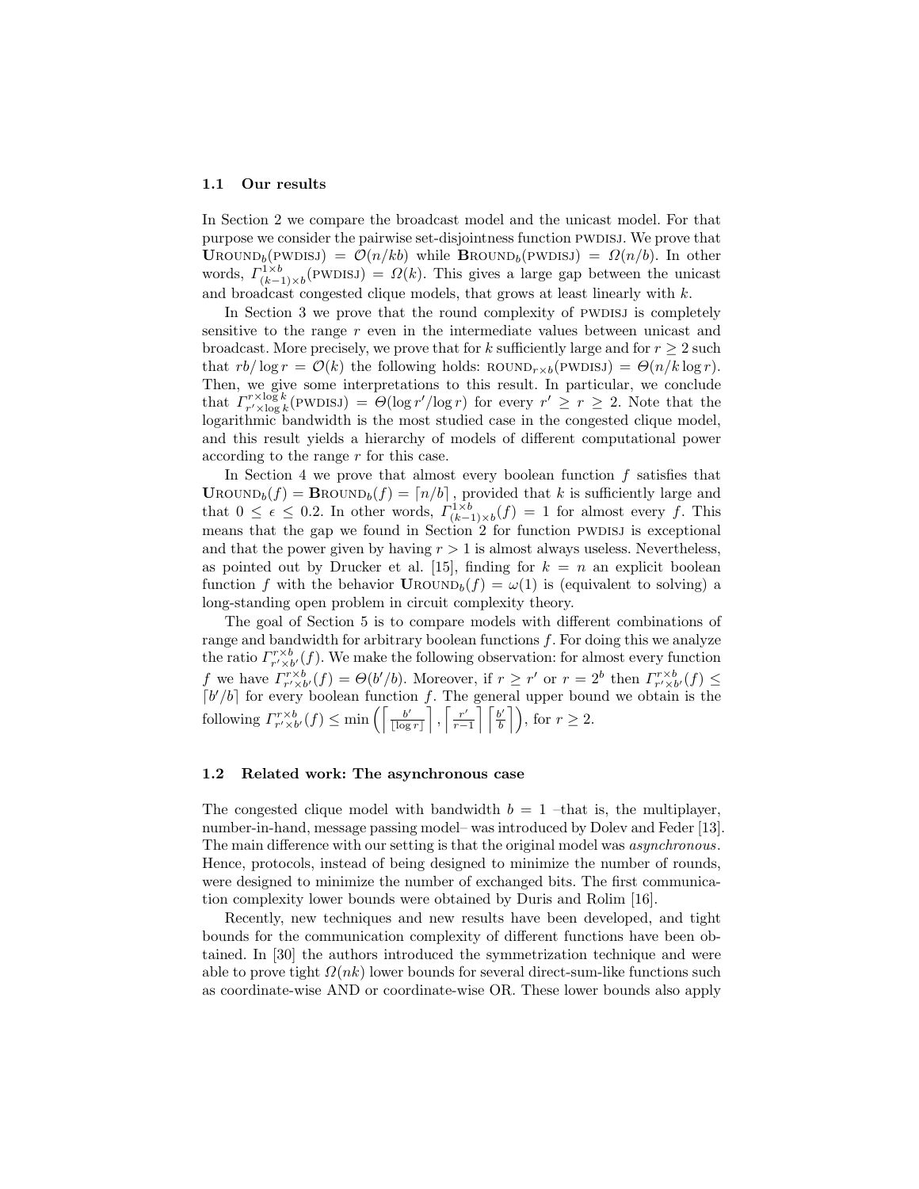### 1.1 Our results

In Section 2 we compare the broadcast model and the unicast model. For that purpose we consider the pairwise set-disjointness function PWDISJ. We prove that $\mathbf{U}\text{ROUND}_b(\text{PWDISJ}) = \mathcal{O}(n/kb)$ while $\mathbf{B}\text{ROUND}_b(\text{PWDISJ}) = \Omega(n/b)$. In other words, $\Gamma^{1\times b}_{(k-1)\times b}(\text{PWDISJ}) = \Omega(k)$. This gives a large gap between the unicast and broadcast congested clique models, that grows at least linearly with $k$.

In Section 3 we prove that the round complexity of PWDISJ is completely sensitive to the range $r$ even in the intermediate values between unicast and broadcast. More precisely, we prove that for $k$ sufficiently large and for $r \geq 2$ such that $rb/\log r = \mathcal{O}(k)$ the following holds: $\text{ROUND}_{r\times b}(\text{PWDISJ}) = \Theta(n/k \log r)$. Then, we give some interpretations to this result. In particular, we conclude that $\Gamma^{r\times \log k}_{r'\times \log k}(\text{PWDISJ}) = \Theta(\log r'/\log r)$ for every $r' \geq r \geq 2$. Note that the logarithmic bandwidth is the most studied case in the congested clique model, and this result yields a hierarchy of models of different computational power according to the range $r$ for this case.

In Section 4 we prove that almost every boolean function $f$ satisfies that $\mathbf{U}\text{ROUND}_b(f) = \mathbf{B}\text{ROUND}_b(f) = \lceil n/b \rceil$, provided that $k$ is sufficiently large and that $0 \leq \epsilon \leq 0.2$. In other words, $\Gamma^{1\times b}_{(k-1)\times b}(f) = 1$ for almost every $f$. This means that the gap we found in Section 2 for function PWDISJ is exceptional and that the power given by having $r > 1$ is almost always useless. Nevertheless, as pointed out by Drucker et al. [15], finding for $k = n$ an explicit boolean function $f$ with the behavior $\mathbf{U}\text{ROUND}_b(f) = \omega(1)$ is (equivalent to solving) a long-standing open problem in circuit complexity theory.

The goal of Section 5 is to compare models with different combinations of range and bandwidth for arbitrary boolean functions $f$. For doing this we analyze the ratio $\Gamma^{r\times b}_{r'\times b'}(f)$. We make the following observation: for almost every function $f$ we have $\Gamma^{r\times b}_{r'\times b'}(f) = \Theta(b'/b)$. Moreover, if $r \geq r'$ or $r = 2^b$ then $\Gamma^{r\times b}_{r'\times b'}(f) \leq \lceil b'/b \rceil$ for every boolean function $f$. The general upper bound we obtain is the following $\Gamma^{r\times b}_{r'\times b'}(f) \leq \min\left(\left\lceil \frac{b'}{\lfloor \log r \rfloor} \right\rceil, \left\lceil \frac{r'}{r-1} \right\rceil \left\lceil \frac{b'}{b} \right\rceil\right)$, for $r \geq 2$.

### 1.2 Related work: The asynchronous case

The congested clique model with bandwidth $b = 1$ –that is, the multiplayer, number–in-hand, message passing model– was introduced by Dolev and Feder [13]. The main difference with our setting is that the original model was *asynchronous*. Hence, protocols, instead of being designed to minimize the number of rounds, were designed to minimize the number of exchanged bits. The first communication complexity lower bounds were obtained by Duris and Rolim [16].

Recently, new techniques and new results have been developed, and tight bounds for the communication complexity of different functions have been obtained. In [30] the authors introduced the symmetrization technique and were able to prove tight $\Omega(nk)$ lower bounds for several direct-sum-like functions such as coordinate-wise AND or coordinate-wise OR. These lower bounds also apply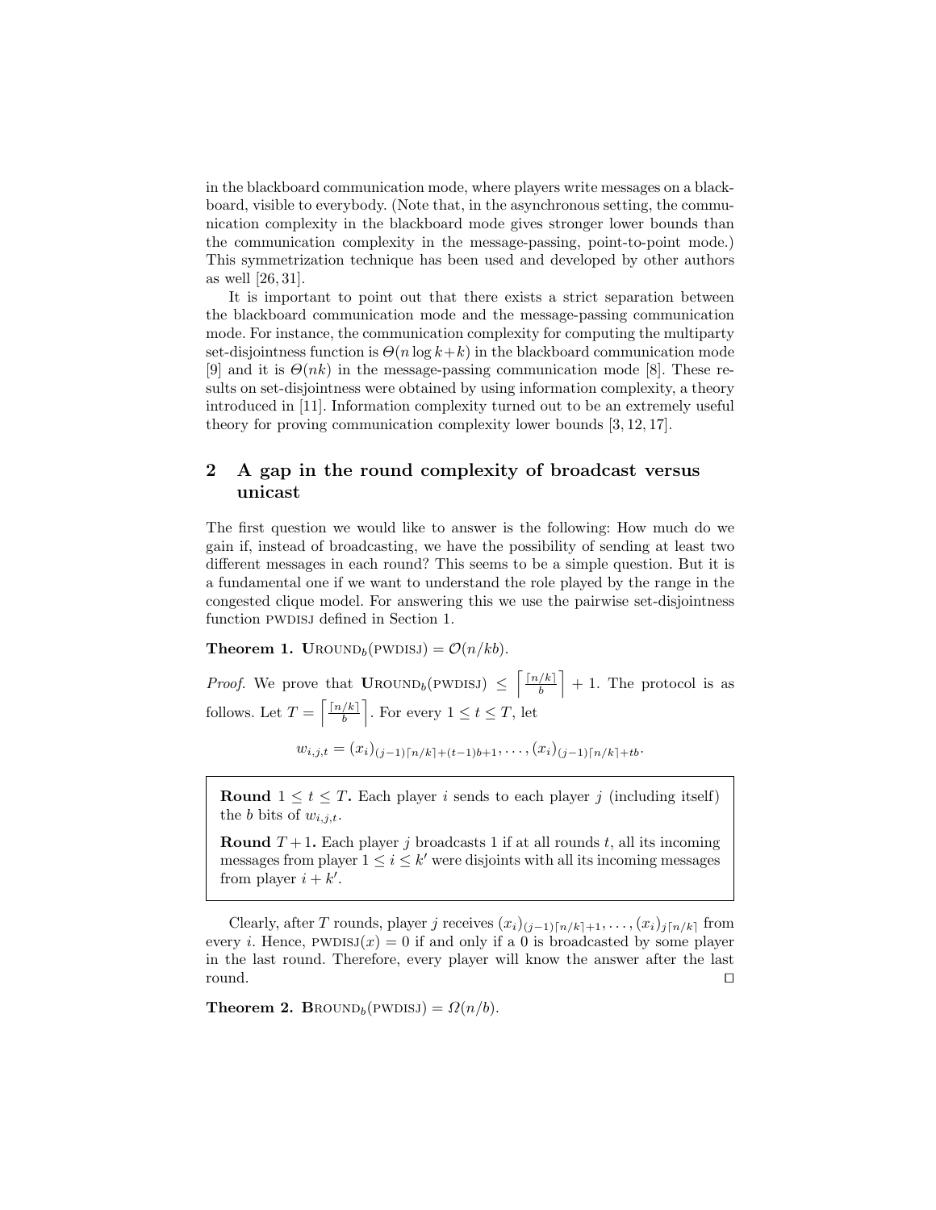in the blackboard communication mode, where players write messages on a blackboard, visible to everybody. (Note that, in the asynchronous setting, the communication complexity in the blackboard mode gives stronger lower bounds than the communication complexity in the message-passing, point-to-point mode.) This symmetrization technique has been used and developed by other authors as well [26, 31].

It is important to point out that there exists a strict separation between the blackboard communication mode and the message-passing communication mode. For instance, the communication complexity for computing the multiparty set-disjointness function is $\Theta(n \log k + k)$ in the blackboard communication mode [9] and it is $\Theta(nk)$ in the message-passing communication mode [8]. These results on set-disjointness were obtained by using information complexity, a theory introduced in [11]. Information complexity turned out to be an extremely useful theory for proving communication complexity lower bounds [3, 12, 17].

## 2 A gap in the round complexity of broadcast versus unicast

The first question we would like to answer is the following: How much do we gain if, instead of broadcasting, we have the possibility of sending at least two different messages in each round? This seems to be a simple question. But it is a fundamental one if we want to understand the role played by the range in the congested clique model. For answering this we use the pairwise set-disjointness function PWDISJ defined in Section 1.

**Theorem 1.** $\mathbf{U}\text{ROUND}_b(\text{PWDISJ}) = \mathcal{O}(n/kb)$.

*Proof.* We prove that $\mathbf{U}\text{ROUND}_b(\text{PWDISJ}) \leq \left\lceil \frac{\lceil n/k \rceil}{b} \right\rceil + 1$. The protocol is as follows. Let $T = \left\lceil \frac{\lceil n/k \rceil}{b} \right\rceil$. For every $1 \leq t \leq T$, let

$$w_{i,j,t} = (x_i)_{(j-1)\lceil n/k \rceil + (t-1)b+1}, \ldots, (x_i)_{(j-1)\lceil n/k \rceil + tb}.$$

> **Round** $1 \leq t \leq T$**.** Each player $i$ sends to each player $j$ (including itself) the $b$ bits of $w_{i,j,t}$.
>
> **Round** $T+1$**.** Each player $j$ broadcasts 1 if at all rounds $t$, all its incoming messages from player $1 \leq i \leq k'$ were disjoints with all its incoming messages from player $i + k'$.

Clearly, after $T$ rounds, player $j$ receives $(x_i)_{(j-1)\lceil n/k \rceil + 1}, \ldots, (x_i)_{j\lceil n/k \rceil}$ from every $i$. Hence, $\text{PWDISJ}(x) = 0$ if and only if a 0 is broadcasted by some player in the last round. Therefore, every player will know the answer after the last round. ☐

**Theorem 2.** $\mathbf{B}\text{ROUND}_b(\text{PWDISJ}) = \Omega(n/b)$.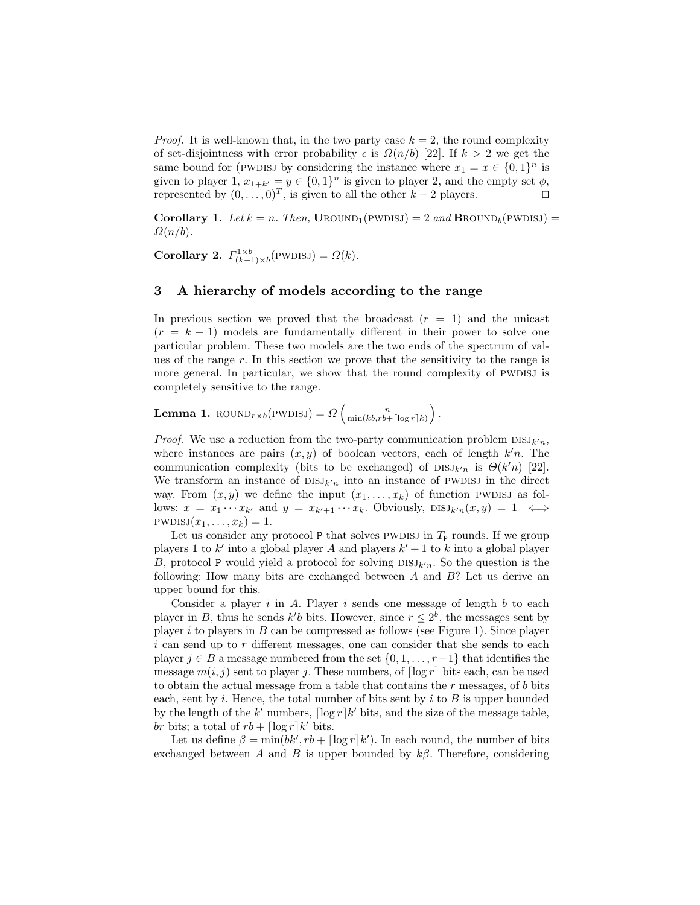*Proof.* It is well-known that, in the two party case $k = 2$, the round complexity of set-disjointness with error probability $\epsilon$ is $\Omega(n/b)$ [22]. If $k > 2$ we get the same bound for (PWDISJ by considering the instance where $x_1 = x \in \{0,1\}^n$ is given to player 1, $x_{1+k'} = y \in \{0,1\}^n$ is given to player 2, and the empty set $\phi$, represented by $(0,\ldots,0)^T$, is given to all the other $k-2$ players. $\square$

**Corollary 1.** *Let $k = n$. Then,* $\mathbf{U}\text{ROUND}_1(\text{PWDISJ}) = 2$ *and* $\mathbf{B}\text{ROUND}_b(\text{PWDISJ}) = \Omega(n/b)$.

**Corollary 2.** $\Gamma^{1\times b}_{(k-1)\times b}(\text{PWDISJ}) = \Omega(k)$.

## 3 A hierarchy of models according to the range

In previous section we proved that the broadcast ($r = 1$) and the unicast ($r = k-1$) models are fundamentally different in their power to solve one particular problem. These two models are the two ends of the spectrum of values of the range $r$. In this section we prove that the sensitivity to the range is more general. In particular, we show that the round complexity of PWDISJ is completely sensitive to the range.

**Lemma 1.** $\text{ROUND}_{r\times b}(\text{PWDISJ}) = \Omega\left(\frac{n}{\min(kb, rb+\lceil\log r\rceil k)}\right)$.

*Proof.* We use a reduction from the two-party communication problem $\text{DISJ}_{k'n}$, where instances are pairs $(x,y)$ of boolean vectors, each of length $k'n$. The communication complexity (bits to be exchanged) of $\text{DISJ}_{k'n}$ is $\Theta(k'n)$ [22]. We transform an instance of $\text{DISJ}_{k'n}$ into an instance of PWDISJ in the direct way. From $(x,y)$ we define the input $(x_1,\ldots,x_k)$ of function PWDISJ as follows: $x = x_1\cdots x_{k'}$ and $y = x_{k'+1}\cdots x_k$. Obviously, $\text{DISJ}_{k'n}(x,y) = 1 \iff \text{PWDISJ}(x_1,\ldots,x_k) = 1$.

Let us consider any protocol P that solves PWDISJ in $T_{\text{P}}$ rounds. If we group players 1 to $k'$ into a global player $A$ and players $k'+1$ to $k$ into a global player $B$, protocol P would yield a protocol for solving $\text{DISJ}_{k'n}$. So the question is the following: How many bits are exchanged between $A$ and $B$? Let us derive an upper bound for this.

Consider a player $i$ in $A$. Player $i$ sends one message of length $b$ to each player in $B$, thus he sends $k'b$ bits. However, since $r \le 2^b$, the messages sent by player $i$ to players in $B$ can be compressed as follows (see Figure 1). Since player $i$ can send up to $r$ different messages, one can consider that she sends to each player $j \in B$ a message numbered from the set $\{0,1,\ldots,r-1\}$ that identifies the message $m(i,j)$ sent to player $j$. These numbers, of $\lceil\log r\rceil$ bits each, can be used to obtain the actual message from a table that contains the $r$ messages, of $b$ bits each, sent by $i$. Hence, the total number of bits sent by $i$ to $B$ is upper bounded by the length of the $k'$ numbers, $\lceil\log r\rceil k'$ bits, and the size of the message table, $br$ bits; a total of $rb + \lceil\log r\rceil k'$ bits.

Let us define $\beta = \min(bk', rb + \lceil\log r\rceil k')$. In each round, the number of bits exchanged between $A$ and $B$ is upper bounded by $k\beta$. Therefore, considering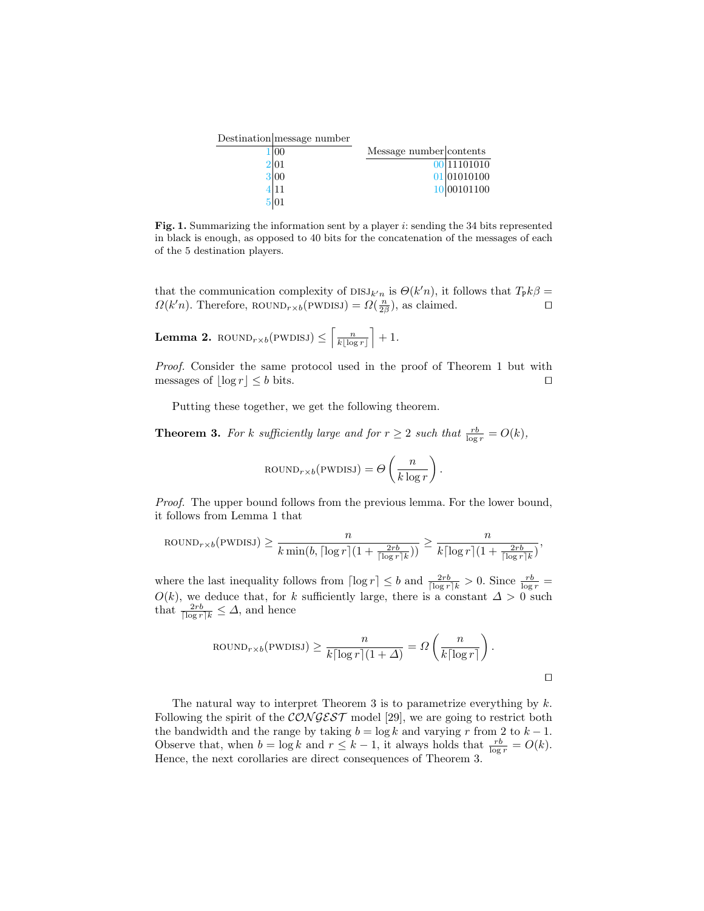| Destination | message number |
|---|---|
| 1 | 00 |
| 2 | 01 |
| 3 | 00 |
| 4 | 11 |
| 5 | 01 |

| Message number | contents |
|---|---|
| 00 | 11101010 |
| 01 | 01010100 |
| 10 | 00101100 |

**Fig. 1.** Summarizing the information sent by a player $i$: sending the 34 bits represented in black is enough, as opposed to 40 bits for the concatenation of the messages of each of the 5 destination players.

that the communication complexity of $\text{DISJ}_{k'n}$ is $\Theta(k'n)$, it follows that $T_{\mathsf{P}}k\beta = \Omega(k'n)$. Therefore, $\text{ROUND}_{r\times b}(\text{PWDISJ}) = \Omega(\frac{n}{2\beta})$, as claimed. ◻

**Lemma 2.** $\text{ROUND}_{r\times b}(\text{PWDISJ}) \leq \left\lceil \frac{n}{k\lfloor \log r \rfloor} \right\rceil + 1$.

*Proof.* Consider the same protocol used in the proof of Theorem 1 but with messages of $\lfloor \log r \rfloor \leq b$ bits. ◻

Putting these together, we get the following theorem.

**Theorem 3.** *For $k$ sufficiently large and for $r \geq 2$ such that $\frac{rb}{\log r} = O(k)$,*

$$\text{ROUND}_{r\times b}(\text{PWDISJ}) = \Theta\left(\frac{n}{k \log r}\right).$$

*Proof.* The upper bound follows from the previous lemma. For the lower bound, it follows from Lemma 1 that

$$\text{ROUND}_{r\times b}(\text{PWDISJ}) \geq \frac{n}{k \min(b, \lceil \log r \rceil (1 + \frac{2rb}{\lceil \log r \rceil k}))} \geq \frac{n}{k \lceil \log r \rceil (1 + \frac{2rb}{\lceil \log r \rceil k})},$$

where the last inequality follows from $\lceil \log r \rceil \leq b$ and $\frac{2rb}{\lceil \log r \rceil k} > 0$. Since $\frac{rb}{\log r} = O(k)$, we deduce that, for $k$ sufficiently large, there is a constant $\Delta > 0$ such that $\frac{2rb}{\lceil \log r \rceil k} \leq \Delta$, and hence

$$\text{ROUND}_{r\times b}(\text{PWDISJ}) \geq \frac{n}{k \lceil \log r \rceil (1 + \Delta)} = \Omega\left(\frac{n}{k \lceil \log r \rceil}\right).$$

◻

The natural way to interpret Theorem 3 is to parametrize everything by $k$. Following the spirit of the $\mathcal{CONGEST}$ model [29], we are going to restrict both the bandwidth and the range by taking $b = \log k$ and varying $r$ from 2 to $k - 1$. Observe that, when $b = \log k$ and $r \leq k - 1$, it always holds that $\frac{rb}{\log r} = O(k)$. Hence, the next corollaries are direct consequences of Theorem 3.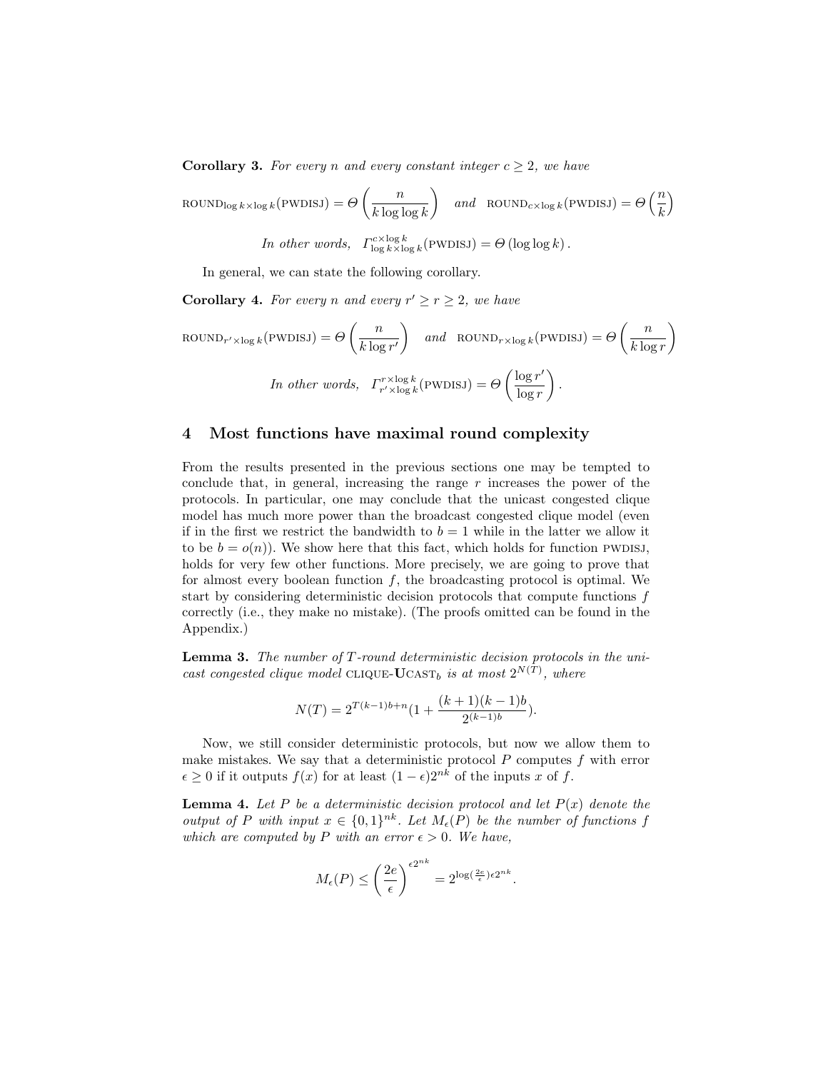**Corollary 3.** *For every $n$ and every constant integer $c \geq 2$, we have*

$$\text{ROUND}_{\log k \times \log k}(\text{PWDISJ}) = \Theta\left(\frac{n}{k \log\log k}\right) \quad \textit{and} \quad \text{ROUND}_{c \times \log k}(\text{PWDISJ}) = \Theta\left(\frac{n}{k}\right)$$

*In other words,* $\Gamma^{c \times \log k}_{\log k \times \log k}(\text{PWDISJ}) = \Theta\left(\log\log k\right)$.

In general, we can state the following corollary.

**Corollary 4.** *For every $n$ and every $r' \geq r \geq 2$, we have*

$$\text{ROUND}_{r' \times \log k}(\text{PWDISJ}) = \Theta\left(\frac{n}{k \log r'}\right) \quad \textit{and} \quad \text{ROUND}_{r \times \log k}(\text{PWDISJ}) = \Theta\left(\frac{n}{k \log r}\right)$$

*In other words,* $\Gamma^{r \times \log k}_{r' \times \log k}(\text{PWDISJ}) = \Theta\left(\frac{\log r'}{\log r}\right)$.

## 4 Most functions have maximal round complexity

From the results presented in the previous sections one may be tempted to conclude that, in general, increasing the range $r$ increases the power of the protocols. In particular, one may conclude that the unicast congested clique model has much more power than the broadcast congested clique model (even if in the first we restrict the bandwidth to $b = 1$ while in the latter we allow it to be $b = o(n)$). We show here that this fact, which holds for function PWDISJ, holds for very few other functions. More precisely, we are going to prove that for almost every boolean function $f$, the broadcasting protocol is optimal. We start by considering deterministic decision protocols that compute functions $f$ correctly (i.e., they make no mistake). (The proofs omitted can be found in the Appendix.)

**Lemma 3.** *The number of $T$-round deterministic decision protocols in the unicast congested clique model* CLIQUE-**U**CAST$_b$ *is at most $2^{N(T)}$, where*

$$N(T) = 2^{T(k-1)b+n}\left(1 + \frac{(k+1)(k-1)b}{2^{(k-1)b}}\right).$$

Now, we still consider deterministic protocols, but now we allow them to make mistakes. We say that a deterministic protocol $P$ computes $f$ with error $\epsilon \geq 0$ if it outputs $f(x)$ for at least $(1-\epsilon)2^{nk}$ of the inputs $x$ of $f$.

**Lemma 4.** *Let $P$ be a deterministic decision protocol and let $P(x)$ denote the output of $P$ with input $x \in \{0,1\}^{nk}$. Let $M_\epsilon(P)$ be the number of functions $f$ which are computed by $P$ with an error $\epsilon > 0$. We have,*

$$M_\epsilon(P) \leq \left(\frac{2e}{\epsilon}\right)^{\epsilon 2^{nk}} = 2^{\log(\frac{2e}{\epsilon})\epsilon 2^{nk}}.$$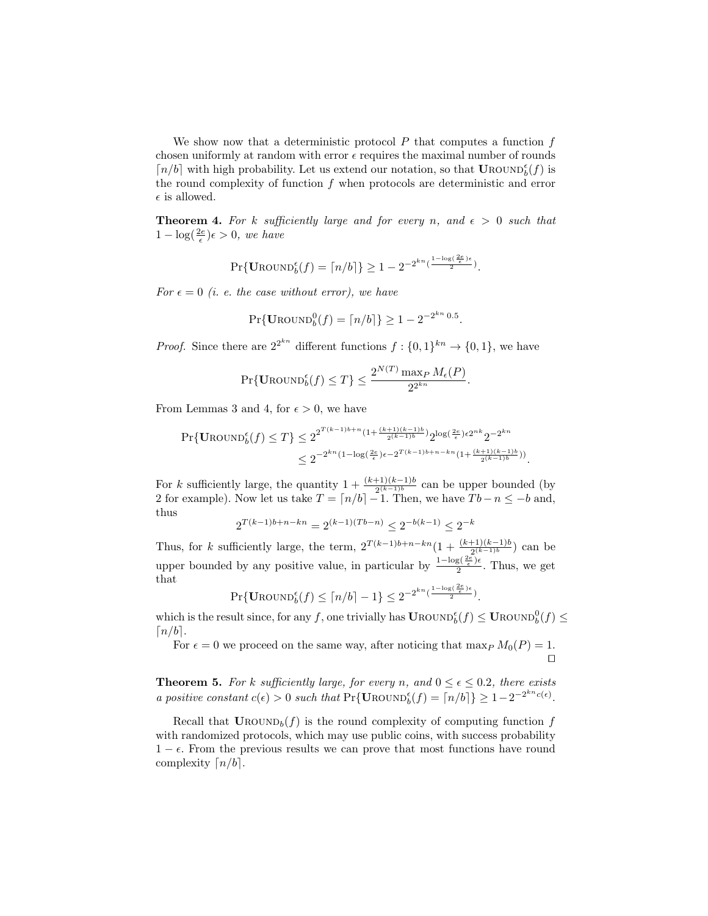We show now that a deterministic protocol $P$ that computes a function $f$ chosen uniformly at random with error $\epsilon$ requires the maximal number of rounds $\lceil n/b \rceil$ with high probability. Let us extend our notation, so that $\mathbf{URound}_b^\epsilon(f)$ is the round complexity of function $f$ when protocols are deterministic and error $\epsilon$ is allowed.

**Theorem 4.** *For $k$ sufficiently large and for every $n$, and $\epsilon > 0$ such that $1 - \log(\frac{2e}{\epsilon})\epsilon > 0$, we have*

$$\Pr\{\mathbf{URound}_b^\epsilon(f) = \lceil n/b \rceil\} \geq 1 - 2^{-2^{kn}\left(\frac{1-\log(\frac{2e}{\epsilon})\epsilon}{2}\right)}.$$

*For $\epsilon = 0$ (i. e. the case without error), we have*

$$\Pr\{\mathbf{URound}_b^0(f) = \lceil n/b \rceil\} \geq 1 - 2^{-2^{kn}\,0.5}.$$

*Proof.* Since there are $2^{2^{kn}}$ different functions $f : \{0,1\}^{kn} \to \{0,1\}$, we have

$$\Pr\{\mathbf{URound}_b^\epsilon(f) \leq T\} \leq \frac{2^{N(T)} \max_P M_\epsilon(P)}{2^{2^{kn}}}.$$

From Lemmas 3 and 4, for $\epsilon > 0$, we have

$$\begin{aligned}\Pr\{\mathbf{URound}_b^\epsilon(f) \leq T\} &\leq 2^{2^{T(k-1)b+n}\left(1+\frac{(k+1)(k-1)b}{2^{(k-1)b}}\right)} 2^{\log(\frac{2e}{\epsilon})\epsilon 2^{nk}} 2^{-2^{kn}} \\ &\leq 2^{-2^{kn}\left(1-\log(\frac{2e}{\epsilon})\epsilon - 2^{T(k-1)b+n-kn}\left(1+\frac{(k+1)(k-1)b}{2^{(k-1)b}}\right)\right)}.\end{aligned}$$

For $k$ sufficiently large, the quantity $1 + \frac{(k+1)(k-1)b}{2^{(k-1)b}}$ can be upper bounded (by 2 for example). Now let us take $T = \lceil n/b \rceil - 1$. Then, we have $Tb - n \leq -b$ and, thus

$$2^{T(k-1)b+n-kn} = 2^{(k-1)(Tb-n)} \leq 2^{-b(k-1)} \leq 2^{-k}$$

Thus, for $k$ sufficiently large, the term, $2^{T(k-1)b+n-kn}\left(1 + \frac{(k+1)(k-1)b}{2^{(k-1)b}}\right)$ can be upper bounded by any positive value, in particular by $\frac{1-\log(\frac{2e}{\epsilon})\epsilon}{2}$. Thus, we get that

$$\Pr\{\mathbf{URound}_b^\epsilon(f) \leq \lceil n/b \rceil - 1\} \leq 2^{-2^{kn}\left(\frac{1-\log(\frac{2e}{\epsilon})\epsilon}{2}\right)}.$$

which is the result since, for any $f$, one trivially has $\mathbf{URound}_b^\epsilon(f) \leq \mathbf{URound}_b^0(f) \leq \lceil n/b \rceil$.

For $\epsilon = 0$ we proceed on the same way, after noticing that $\max_P M_0(P) = 1$. $\square$

**Theorem 5.** *For $k$ sufficiently large, for every $n$, and $0 \leq \epsilon \leq 0.2$, there exists a positive constant $c(\epsilon) > 0$ such that $\Pr\{\mathbf{URound}_b^\epsilon(f) = \lceil n/b \rceil\} \geq 1 - 2^{-2^{kn}c(\epsilon)}$.*

Recall that $\mathbf{URound}_b(f)$ is the round complexity of computing function $f$ with randomized protocols, which may use public coins, with success probability $1 - \epsilon$. From the previous results we can prove that most functions have round complexity $\lceil n/b \rceil$.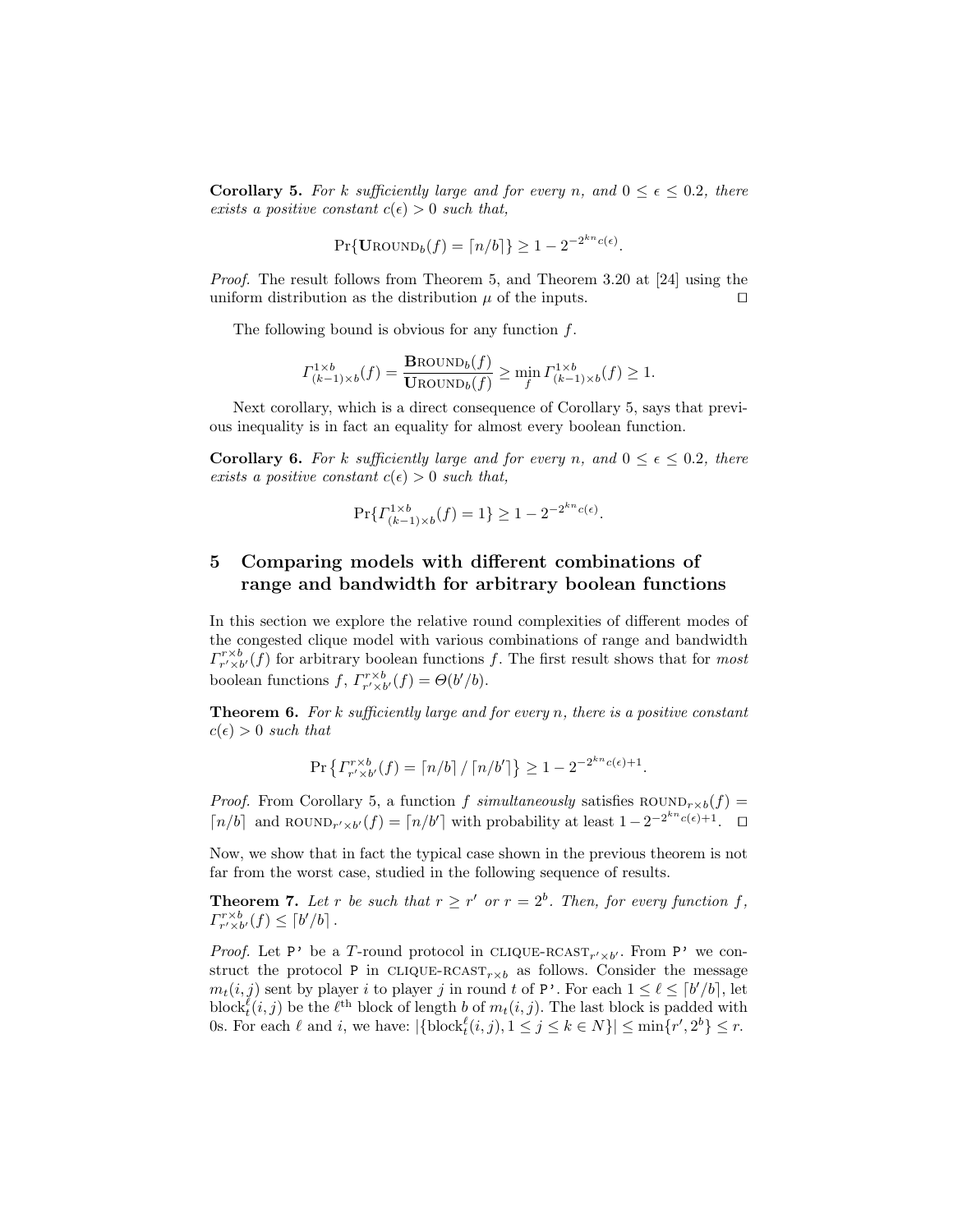**Corollary 5.** *For $k$ sufficiently large and for every $n$, and $0 \leq \epsilon \leq 0.2$, there exists a positive constant $c(\epsilon) > 0$ such that,*

$$\Pr\{\mathbf{U}\text{ROUND}_b(f) = \lceil n/b \rceil\} \geq 1 - 2^{-2^{kn}c(\epsilon)}.$$

*Proof.* The result follows from Theorem 5, and Theorem 3.20 at [24] using the uniform distribution as the distribution $\mu$ of the inputs. ◻

The following bound is obvious for any function $f$.

$$\Gamma^{1\times b}_{(k-1)\times b}(f) = \frac{\mathbf{B}\text{ROUND}_b(f)}{\mathbf{U}\text{ROUND}_b(f)} \geq \min_f \Gamma^{1\times b}_{(k-1)\times b}(f) \geq 1.$$

Next corollary, which is a direct consequence of Corollary 5, says that previous inequality is in fact an equality for almost every boolean function.

**Corollary 6.** *For $k$ sufficiently large and for every $n$, and $0 \leq \epsilon \leq 0.2$, there exists a positive constant $c(\epsilon) > 0$ such that,*

$$\Pr\{\Gamma^{1\times b}_{(k-1)\times b}(f) = 1\} \geq 1 - 2^{-2^{kn}c(\epsilon)}.$$

## 5 Comparing models with different combinations of range and bandwidth for arbitrary boolean functions

In this section we explore the relative round complexities of different modes of the congested clique model with various combinations of range and bandwidth $\Gamma^{r\times b}_{r'\times b'}(f)$ for arbitrary boolean functions $f$. The first result shows that for *most* boolean functions $f$, $\Gamma^{r\times b}_{r'\times b'}(f) = \Theta(b'/b)$.

**Theorem 6.** *For $k$ sufficiently large and for every $n$, there is a positive constant $c(\epsilon) > 0$ such that*

$$\Pr\left\{\Gamma^{r\times b}_{r'\times b'}(f) = \lceil n/b \rceil / \lceil n/b' \rceil\right\} \geq 1 - 2^{-2^{kn}c(\epsilon)+1}.$$

*Proof.* From Corollary 5, a function $f$ *simultaneously* satisfies $\text{ROUND}_{r\times b}(f) = \lceil n/b \rceil$ and $\text{ROUND}_{r'\times b'}(f) = \lceil n/b' \rceil$ with probability at least $1 - 2^{-2^{kn}c(\epsilon)+1}$. ◻

Now, we show that in fact the typical case shown in the previous theorem is not far from the worst case, studied in the following sequence of results.

**Theorem 7.** *Let $r$ be such that $r \geq r'$ or $r = 2^b$. Then, for every function $f$, $\Gamma^{r\times b}_{r'\times b'}(f) \leq \lceil b'/b \rceil$.*

*Proof.* Let `P'` be a $T$-round protocol in $\text{CLIQUE-RCAST}_{r'\times b'}$. From `P'` we construct the protocol `P` in $\text{CLIQUE-RCAST}_{r\times b}$ as follows. Consider the message $m_t(i,j)$ sent by player $i$ to player $j$ in round $t$ of `P'`. For each $1 \leq \ell \leq \lceil b'/b \rceil$, let $\text{block}^{\ell}_t(i,j)$ be the $\ell^{\text{th}}$ block of length $b$ of $m_t(i,j)$. The last block is padded with 0s. For each $\ell$ and $i$, we have: $|\{\text{block}^{\ell}_t(i,j), 1 \leq j \leq k \in N\}| \leq \min\{r', 2^b\} \leq r$.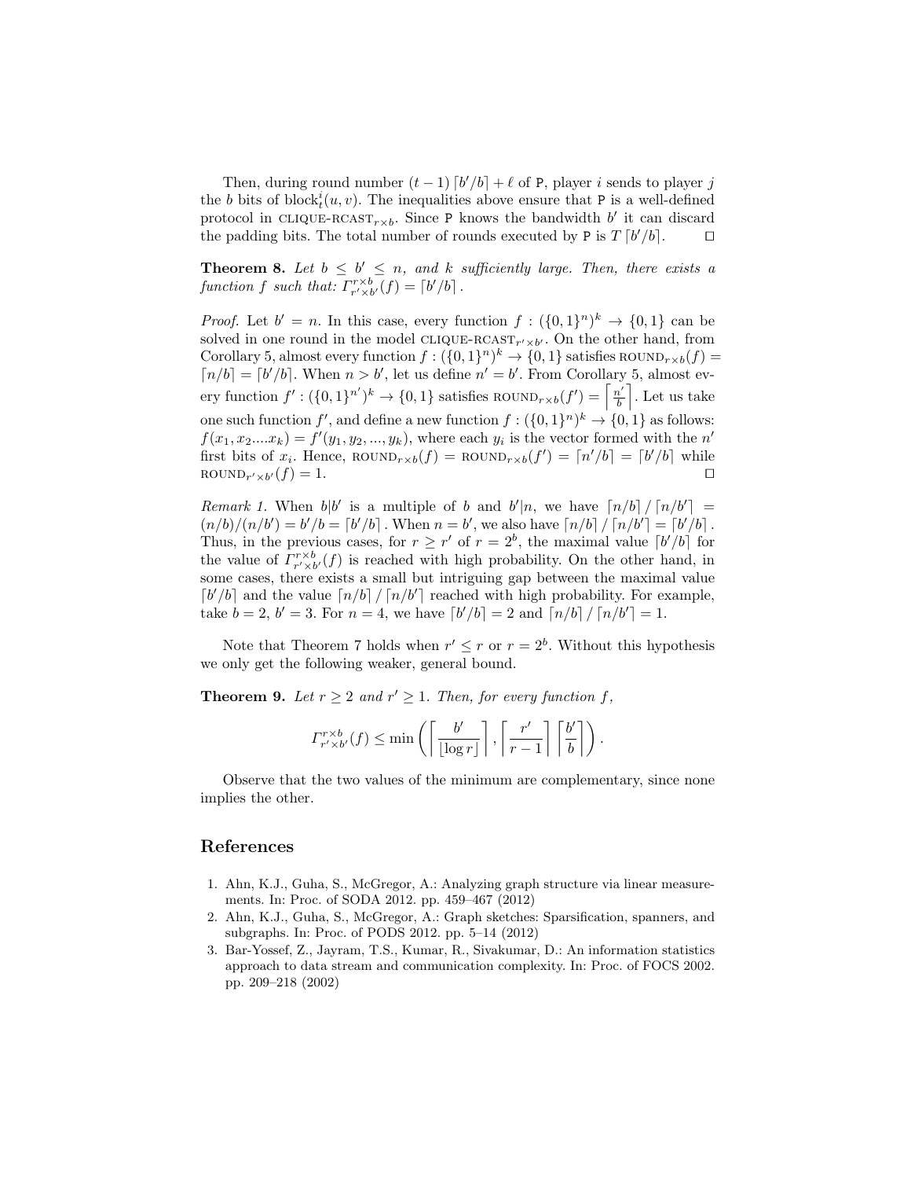Then, during round number $(t-1)\lceil b'/b \rceil + \ell$ of P, player $i$ sends to player $j$ the $b$ bits of $\text{block}_t^i(u,v)$. The inequalities above ensure that P is a well-defined protocol in $\text{CLIQUE-RCAST}_{r\times b}$. Since P knows the bandwidth $b'$ it can discard the padding bits. The total number of rounds executed by P is $T\lceil b'/b \rceil$. □

**Theorem 8.** *Let $b \le b' \le n$, and $k$ sufficiently large. Then, there exists a function $f$ such that: $\Gamma_{r'\times b'}^{r\times b}(f) = \lceil b'/b \rceil$.*

*Proof.* Let $b' = n$. In this case, every function $f : (\{0,1\}^n)^k \to \{0,1\}$ can be solved in one round in the model $\text{CLIQUE-RCAST}_{r'\times b'}$. On the other hand, from Corollary 5, almost every function $f : (\{0,1\}^n)^k \to \{0,1\}$ satisfies $\text{ROUND}_{r\times b}(f) = \lceil n/b \rceil = \lceil b'/b \rceil$. When $n > b'$, let us define $n' = b'$. From Corollary 5, almost every function $f' : (\{0,1\}^{n'})^k \to \{0,1\}$ satisfies $\text{ROUND}_{r\times b}(f') = \left\lceil \frac{n'}{b} \right\rceil$. Let us take one such function $f'$, and define a new function $f : (\{0,1\}^n)^k \to \{0,1\}$ as follows: $f(x_1, x_2 \ldots x_k) = f'(y_1, y_2, \ldots, y_k)$, where each $y_i$ is the vector formed with the $n'$ first bits of $x_i$. Hence, $\text{ROUND}_{r\times b}(f) = \text{ROUND}_{r\times b}(f') = \lceil n'/b \rceil = \lceil b'/b \rceil$ while $\text{ROUND}_{r'\times b'}(f) = 1$. □

*Remark 1.* When $b|b'$ is a multiple of $b$ and $b'|n$, we have $\lceil n/b \rceil / \lceil n/b' \rceil = (n/b)/(n/b') = b'/b = \lceil b'/b \rceil$. When $n = b'$, we also have $\lceil n/b \rceil / \lceil n/b' \rceil = \lceil b'/b \rceil$. Thus, in the previous cases, for $r \ge r'$ of $r = 2^b$, the maximal value $\lceil b'/b \rceil$ for the value of $\Gamma_{r'\times b'}^{r\times b}(f)$ is reached with high probability. On the other hand, in some cases, there exists a small but intriguing gap between the maximal value $\lceil b'/b \rceil$ and the value $\lceil n/b \rceil / \lceil n/b' \rceil$ reached with high probability. For example, take $b = 2$, $b' = 3$. For $n = 4$, we have $\lceil b'/b \rceil = 2$ and $\lceil n/b \rceil / \lceil n/b' \rceil = 1$.

Note that Theorem 7 holds when $r' \le r$ or $r = 2^b$. Without this hypothesis we only get the following weaker, general bound.

**Theorem 9.** *Let $r \ge 2$ and $r' \ge 1$. Then, for every function $f$,*

$$\Gamma_{r'\times b'}^{r\times b}(f) \le \min\left( \left\lceil \frac{b'}{\lfloor \log r \rfloor} \right\rceil, \left\lceil \frac{r'}{r-1} \right\rceil \left\lceil \frac{b'}{b} \right\rceil \right).$$

Observe that the two values of the minimum are complementary, since none implies the other.

## References

1. Ahn, K.J., Guha, S., McGregor, A.: Analyzing graph structure via linear measurements. In: Proc. of SODA 2012. pp. 459–467 (2012)
2. Ahn, K.J., Guha, S., McGregor, A.: Graph sketches: Sparsification, spanners, and subgraphs. In: Proc. of PODS 2012. pp. 5–14 (2012)
3. Bar-Yossef, Z., Jayram, T.S., Kumar, R., Sivakumar, D.: An information statistics approach to data stream and communication complexity. In: Proc. of FOCS 2002. pp. 209–218 (2002)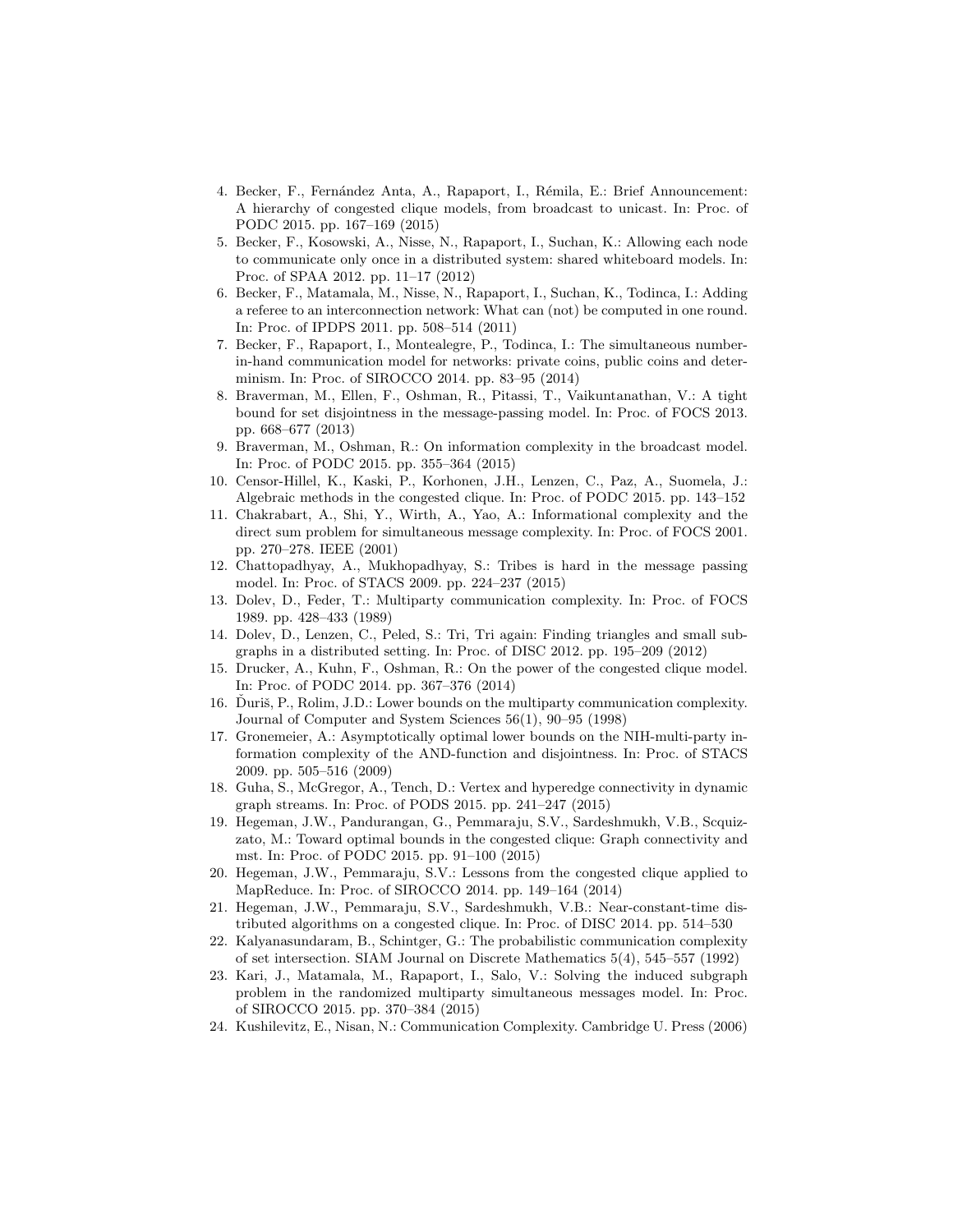4. Becker, F., Fernández Anta, A., Rapaport, I., Rémila, E.: Brief Announcement: A hierarchy of congested clique models, from broadcast to unicast. In: Proc. of PODC 2015. pp. 167–169 (2015)
5. Becker, F., Kosowski, A., Nisse, N., Rapaport, I., Suchan, K.: Allowing each node to communicate only once in a distributed system: shared whiteboard models. In: Proc. of SPAA 2012. pp. 11–17 (2012)
6. Becker, F., Matamala, M., Nisse, N., Rapaport, I., Suchan, K., Todinca, I.: Adding a referee to an interconnection network: What can (not) be computed in one round. In: Proc. of IPDPS 2011. pp. 508–514 (2011)
7. Becker, F., Rapaport, I., Montealegre, P., Todinca, I.: The simultaneous number-in-hand communication model for networks: private coins, public coins and determinism. In: Proc. of SIROCCO 2014. pp. 83–95 (2014)
8. Braverman, M., Ellen, F., Oshman, R., Pitassi, T., Vaikuntanathan, V.: A tight bound for set disjointness in the message-passing model. In: Proc. of FOCS 2013. pp. 668–677 (2013)
9. Braverman, M., Oshman, R.: On information complexity in the broadcast model. In: Proc. of PODC 2015. pp. 355–364 (2015)
10. Censor-Hillel, K., Kaski, P., Korhonen, J.H., Lenzen, C., Paz, A., Suomela, J.: Algebraic methods in the congested clique. In: Proc. of PODC 2015. pp. 143–152
11. Chakrabart, A., Shi, Y., Wirth, A., Yao, A.: Informational complexity and the direct sum problem for simultaneous message complexity. In: Proc. of FOCS 2001. pp. 270–278. IEEE (2001)
12. Chattopadhyay, A., Mukhopadhyay, S.: Tribes is hard in the message passing model. In: Proc. of STACS 2009. pp. 224–237 (2015)
13. Dolev, D., Feder, T.: Multiparty communication complexity. In: Proc. of FOCS 1989. pp. 428–433 (1989)
14. Dolev, D., Lenzen, C., Peled, S.: Tri, Tri again: Finding triangles and small subgraphs in a distributed setting. In: Proc. of DISC 2012. pp. 195–209 (2012)
15. Drucker, A., Kuhn, F., Oshman, R.: On the power of the congested clique model. In: Proc. of PODC 2014. pp. 367–376 (2014)
16. Ďuriš, P., Rolim, J.D.: Lower bounds on the multiparty communication complexity. Journal of Computer and System Sciences 56(1), 90–95 (1998)
17. Gronemeier, A.: Asymptotically optimal lower bounds on the NIH-multi-party information complexity of the AND-function and disjointness. In: Proc. of STACS 2009. pp. 505–516 (2009)
18. Guha, S., McGregor, A., Tench, D.: Vertex and hyperedge connectivity in dynamic graph streams. In: Proc. of PODS 2015. pp. 241–247 (2015)
19. Hegeman, J.W., Pandurangan, G., Pemmaraju, S.V., Sardeshmukh, V.B., Scquizzato, M.: Toward optimal bounds in the congested clique: Graph connectivity and mst. In: Proc. of PODC 2015. pp. 91–100 (2015)
20. Hegeman, J.W., Pemmaraju, S.V.: Lessons from the congested clique applied to MapReduce. In: Proc. of SIROCCO 2014. pp. 149–164 (2014)
21. Hegeman, J.W., Pemmaraju, S.V., Sardeshmukh, V.B.: Near-constant-time distributed algorithms on a congested clique. In: Proc. of DISC 2014. pp. 514–530
22. Kalyanasundaram, B., Schintger, G.: The probabilistic communication complexity of set intersection. SIAM Journal on Discrete Mathematics 5(4), 545–557 (1992)
23. Kari, J., Matamala, M., Rapaport, I., Salo, V.: Solving the induced subgraph problem in the randomized multiparty simultaneous messages model. In: Proc. of SIROCCO 2015. pp. 370–384 (2015)
24. Kushilevitz, E., Nisan, N.: Communication Complexity. Cambridge U. Press (2006)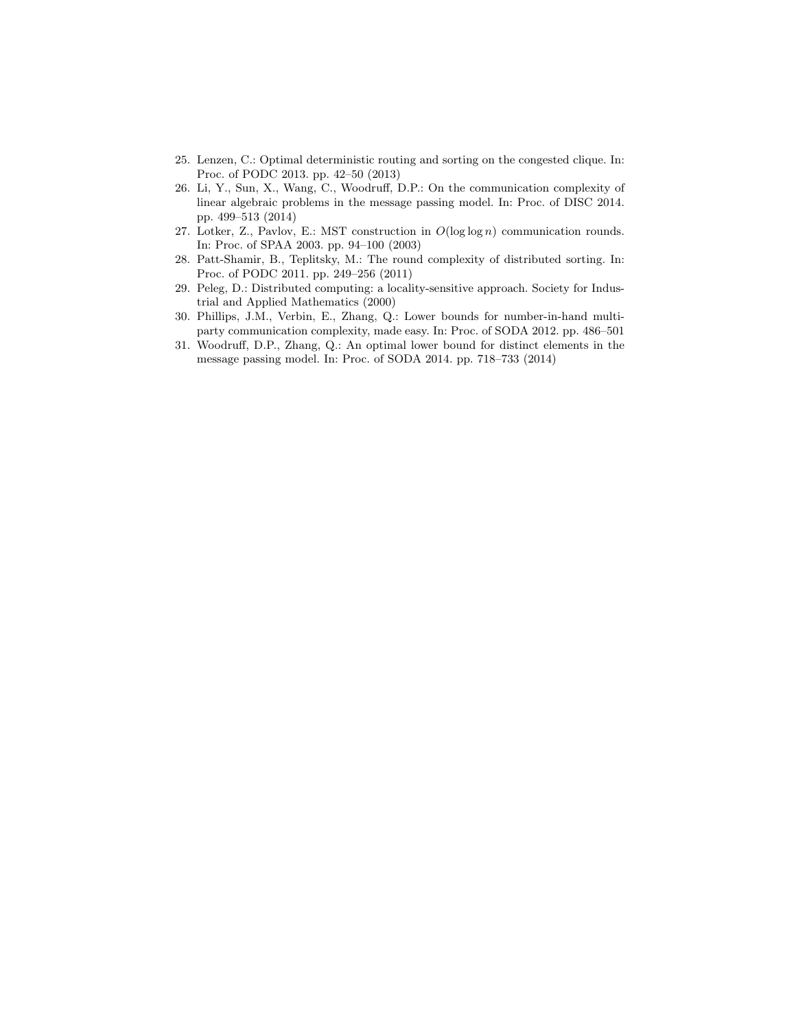25. Lenzen, C.: Optimal deterministic routing and sorting on the congested clique. In: Proc. of PODC 2013. pp. 42–50 (2013)
26. Li, Y., Sun, X., Wang, C., Woodruff, D.P.: On the communication complexity of linear algebraic problems in the message passing model. In: Proc. of DISC 2014. pp. 499–513 (2014)
27. Lotker, Z., Pavlov, E.: MST construction in $O(\log \log n)$ communication rounds. In: Proc. of SPAA 2003. pp. 94–100 (2003)
28. Patt-Shamir, B., Teplitsky, M.: The round complexity of distributed sorting. In: Proc. of PODC 2011. pp. 249–256 (2011)
29. Peleg, D.: Distributed computing: a locality-sensitive approach. Society for Industrial and Applied Mathematics (2000)
30. Phillips, J.M., Verbin, E., Zhang, Q.: Lower bounds for number-in-hand multiparty communication complexity, made easy. In: Proc. of SODA 2012. pp. 486–501
31. Woodruff, D.P., Zhang, Q.: An optimal lower bound for distinct elements in the message passing model. In: Proc. of SODA 2014. pp. 718–733 (2014)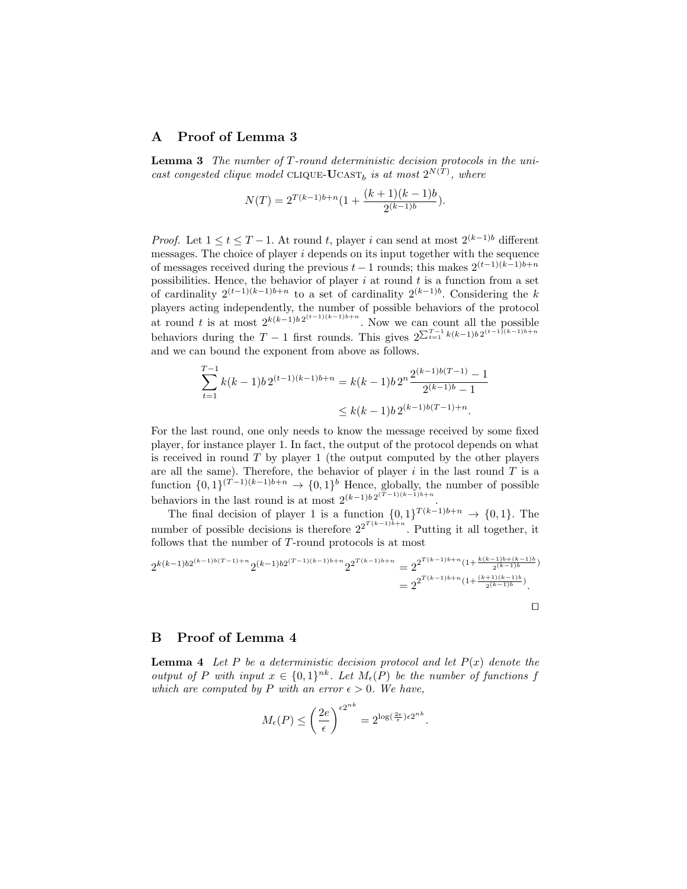## A Proof of Lemma 3

**Lemma 3** *The number of $T$-round deterministic decision protocols in the unicast congested clique model* CLIQUE-**U**CAST$_b$ *is at most $2^{N(T)}$, where*

$$N(T) = 2^{T(k-1)b+n}(1 + \frac{(k+1)(k-1)b}{2^{(k-1)b}}).$$

*Proof.* Let $1 \leq t \leq T-1$. At round $t$, player $i$ can send at most $2^{(k-1)b}$ different messages. The choice of player $i$ depends on its input together with the sequence of messages received during the previous $t-1$ rounds; this makes $2^{(t-1)(k-1)b+n}$ possibilities. Hence, the behavior of player $i$ at round $t$ is a function from a set of cardinality $2^{(t-1)(k-1)b+n}$ to a set of cardinality $2^{(k-1)b}$. Considering the $k$ players acting independently, the number of possible behaviors of the protocol at round $t$ is at most $2^{k(k-1)b\, 2^{(t-1)(k-1)b+n}}$. Now we can count all the possible behaviors during the $T-1$ first rounds. This gives $2^{\sum_{t=1}^{T-1} k(k-1)b\, 2^{(t-1)(k-1)b+n}}$ and we can bound the exponent from above as follows.

$$\sum_{t=1}^{T-1} k(k-1)b\, 2^{(t-1)(k-1)b+n} = k(k-1)b\, 2^n \frac{2^{(k-1)b(T-1)} - 1}{2^{(k-1)b} - 1}$$
$$\leq k(k-1)b\, 2^{(k-1)b(T-1)+n}.$$

For the last round, one only needs to know the message received by some fixed player, for instance player 1. In fact, the output of the protocol depends on what is received in round $T$ by player 1 (the output computed by the other players are all the same). Therefore, the behavior of player $i$ in the last round $T$ is a function $\{0,1\}^{(T-1)(k-1)b+n} \to \{0,1\}^b$ Hence, globally, the number of possible behaviors in the last round is at most $2^{(k-1)b\, 2^{(T-1)(k-1)b+n}}$.

The final decision of player 1 is a function $\{0,1\}^{T(k-1)b+n} \to \{0,1\}$. The number of possible decisions is therefore $2^{2^{T(k-1)b+n}}$. Putting it all together, it follows that the number of $T$-round protocols is at most

$$2^{k(k-1)b2^{(k-1)b(T-1)+n}}\, 2^{(k-1)b2^{(T-1)(k-1)b+n}}\, 2^{2^{T(k-1)b+n}} = 2^{2^{T(k-1)b+n}(1+\frac{k(k-1)b+(k-1)b}{2^{(k-1)b}})}$$
$$= 2^{2^{T(k-1)b+n}(1+\frac{(k+1)(k-1)b}{2^{(k-1)b}})}.$$

□

## B Proof of Lemma 4

**Lemma 4** *Let $P$ be a deterministic decision protocol and let $P(x)$ denote the output of $P$ with input $x \in \{0,1\}^{nk}$. Let $M_\epsilon(P)$ be the number of functions $f$ which are computed by $P$ with an error $\epsilon > 0$. We have,*

$$M_\epsilon(P) \leq \left(\frac{2e}{\epsilon}\right)^{\epsilon 2^{nk}} = 2^{\log(\frac{2e}{\epsilon})\epsilon 2^{nk}}.$$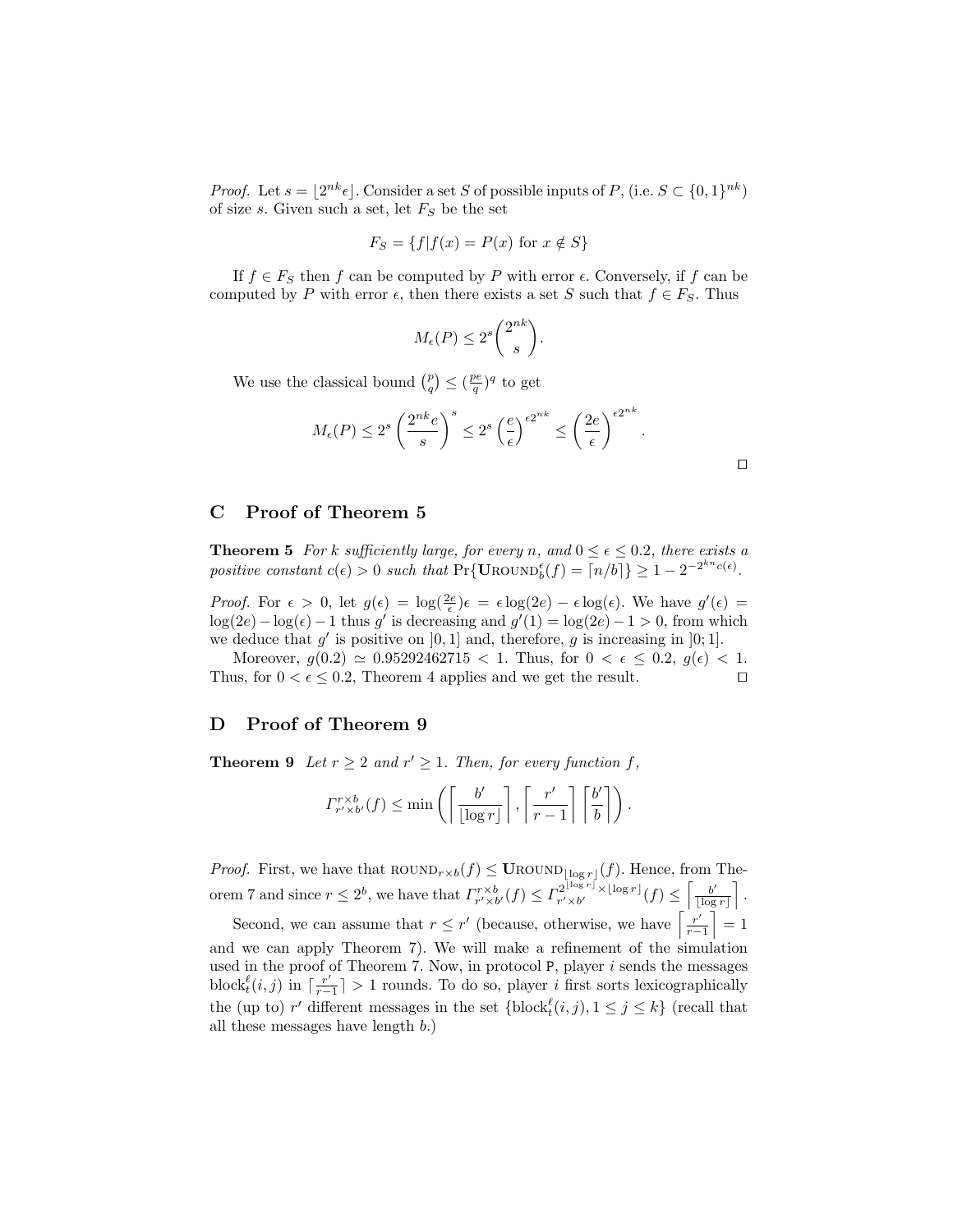*Proof.* Let $s = \lfloor 2^{nk}\epsilon \rfloor$. Consider a set $S$ of possible inputs of $P$, (i.e. $S \subset \{0,1\}^{nk}$) of size $s$. Given such a set, let $F_S$ be the set

$$F_S = \{f | f(x) = P(x) \text{ for } x \notin S\}$$

If $f \in F_S$ then $f$ can be computed by $P$ with error $\epsilon$. Conversely, if $f$ can be computed by $P$ with error $\epsilon$, then there exists a set $S$ such that $f \in F_S$. Thus

$$M_\epsilon(P) \leq 2^s \binom{2^{nk}}{s}.$$

We use the classical bound $\binom{p}{q} \leq (\frac{pe}{q})^q$ to get

$$M_\epsilon(P) \leq 2^s \left(\frac{2^{nk}e}{s}\right)^s \leq 2^s \left(\frac{e}{\epsilon}\right)^{\epsilon 2^{nk}} \leq \left(\frac{2e}{\epsilon}\right)^{\epsilon 2^{nk}}.$$

□

## C Proof of Theorem 5

**Theorem 5** *For $k$ sufficiently large, for every $n$, and $0 \leq \epsilon \leq 0.2$, there exists a positive constant $c(\epsilon) > 0$ such that* $\Pr\{\mathbf{U}\text{ROUND}_b^\epsilon(f) = \lceil n/b \rceil\} \geq 1 - 2^{-2^{kn}c(\epsilon)}$.

*Proof.* For $\epsilon > 0$, let $g(\epsilon) = \log(\frac{2e}{\epsilon})\epsilon = \epsilon \log(2e) - \epsilon \log(\epsilon)$. We have $g'(\epsilon) = \log(2e) - \log(\epsilon) - 1$ thus $g'$ is decreasing and $g'(1) = \log(2e) - 1 > 0$, from which we deduce that $g'$ is positive on $]0,1]$ and, therefore, $g$ is increasing in $]0;1]$.

Moreover, $g(0.2) \simeq 0.95292462715 < 1$. Thus, for $0 < \epsilon \leq 0.2$, $g(\epsilon) < 1$. Thus, for $0 < \epsilon \leq 0.2$, Theorem 4 applies and we get the result. □

## D Proof of Theorem 9

**Theorem 9** *Let $r \geq 2$ and $r' \geq 1$. Then, for every function $f$,*

$$\Gamma_{r' \times b'}^{r \times b}(f) \leq \min\left(\left\lceil \frac{b'}{\lfloor \log r \rfloor}\right\rceil, \left\lceil \frac{r'}{r-1}\right\rceil \left\lceil \frac{b'}{b}\right\rceil\right).$$

*Proof.* First, we have that $\text{ROUND}_{r\times b}(f) \leq \mathbf{U}\text{ROUND}_{\lfloor \log r \rfloor}(f)$. Hence, from Theorem 7 and since $r \leq 2^b$, we have that $\Gamma_{r' \times b'}^{r \times b}(f) \leq \Gamma_{r' \times b'}^{2^{\lfloor \log r \rfloor} \times \lfloor \log r \rfloor}(f) \leq \left\lceil \frac{b'}{\lfloor \log r \rfloor}\right\rceil$.

Second, we can assume that $r \leq r'$ (because, otherwise, we have $\left\lceil \frac{r'}{r-1}\right\rceil = 1$ and we can apply Theorem 7). We will make a refinement of the simulation used in the proof of Theorem 7. Now, in protocol P, player $i$ sends the messages $\text{block}_t^\ell(i,j)$ in $\lceil \frac{r'}{r-1} \rceil > 1$ rounds. To do so, player $i$ first sorts lexicographically the (up to) $r'$ different messages in the set $\{\text{block}_t^\ell(i,j), 1 \leq j \leq k\}$ (recall that all these messages have length $b$.)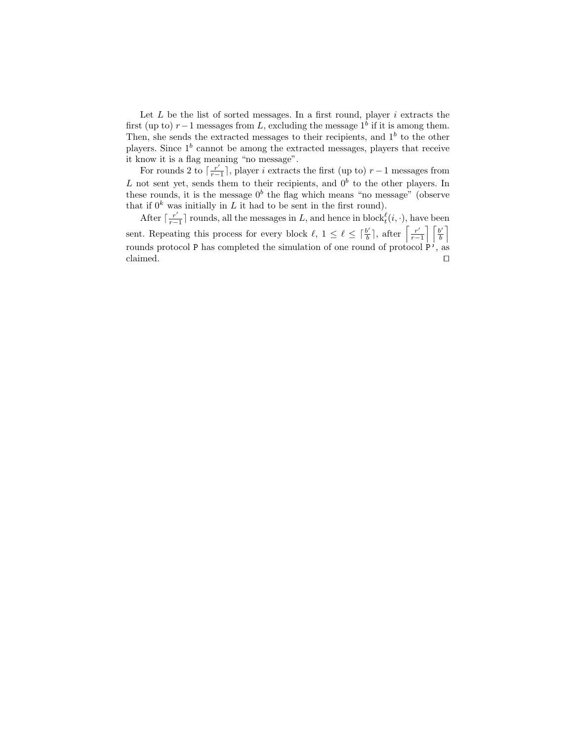Let $L$ be the list of sorted messages. In a first round, player $i$ extracts the first (up to) $r-1$ messages from $L$, excluding the message $1^b$ if it is among them. Then, she sends the extracted messages to their recipients, and $1^b$ to the other players. Since $1^b$ cannot be among the extracted messages, players that receive it know it is a flag meaning "no message".

For rounds 2 to $\lceil \frac{r'}{r-1} \rceil$, player $i$ extracts the first (up to) $r-1$ messages from $L$ not sent yet, sends them to their recipients, and $0^b$ to the other players. In these rounds, it is the message $0^b$ the flag which means "no message" (observe that if $0^k$ was initially in $L$ it had to be sent in the first round).

After $\lceil \frac{r'}{r-1} \rceil$ rounds, all the messages in $L$, and hence in $\text{block}_t^{\ell}(i, \cdot)$, have been sent. Repeating this process for every block $\ell$, $1 \leq \ell \leq \lceil \frac{b'}{b} \rceil$, after $\left\lceil \frac{r'}{r-1} \right\rceil \left\lceil \frac{b'}{b} \right\rceil$ rounds protocol `P` has completed the simulation of one round of protocol `P'`, as claimed. $\square$